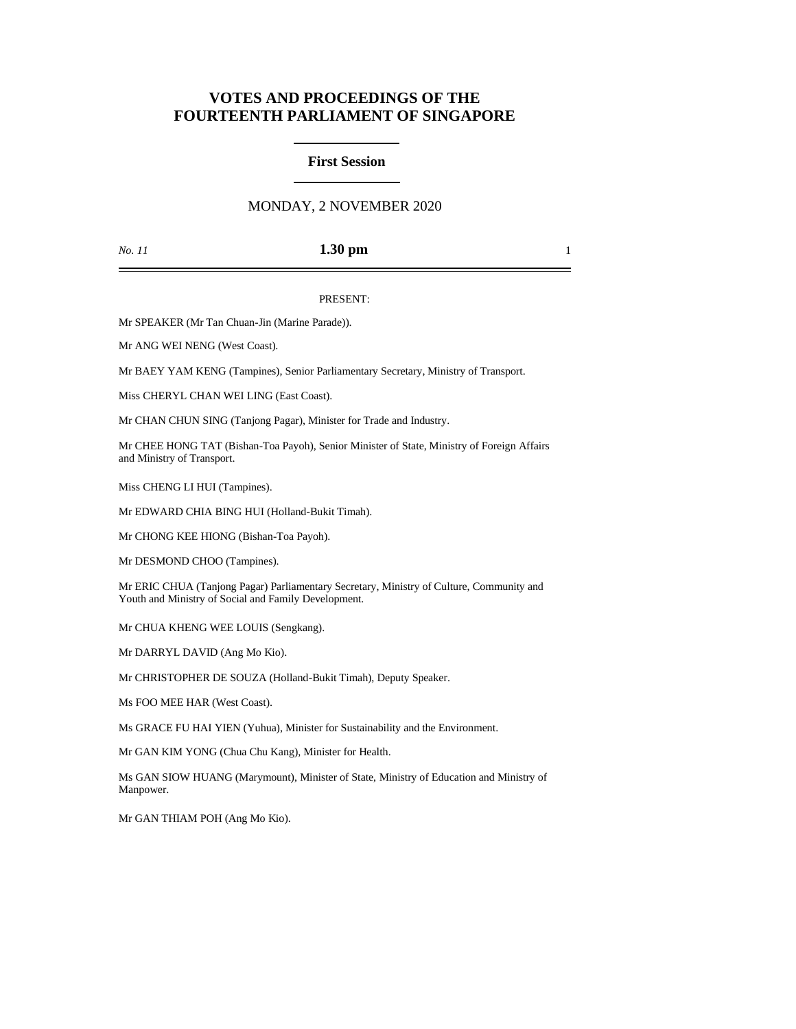# VOTES AND PROCEEDINGS OF THE FOURTEENTH PARLIAMENT OF SINGAPORE

## First Session

MONDAY, 2 NOVEMBER 2020

*No. 11* **1.30 pm**

PRESENT:

Mr SPEAKER (Mr Tan Chuan-Jin (Marine Parade)).

Mr ANG WEI NENG (West Coast).

Mr BAEY YAM KENG (Tampines), Senior Parliamentary Secretary, Ministry of Transport.

Miss CHERYL CHAN WEI LING (East Coast).

Mr CHAN CHUN SING (Tanjong Pagar), Minister for Trade and Industry.

Mr CHEE HONG TAT (Bishan-Toa Payoh), Senior Minister of State, Ministry of Foreign Affairs and Ministry of Transport.

Miss CHENG LI HUI (Tampines).

Mr EDWARD CHIA BING HUI (Holland-Bukit Timah).

Mr CHONG KEE HIONG (Bishan-Toa Payoh).

Mr DESMOND CHOO (Tampines).

Mr ERIC CHUA (Tanjong Pagar) Parliamentary Secretary, Ministry of Culture, Community and Youth and Ministry of Social and Family Development.

Mr CHUA KHENG WEE LOUIS (Sengkang).

Mr DARRYL DAVID (Ang Mo Kio).

Mr CHRISTOPHER DE SOUZA (Holland-Bukit Timah), Deputy Speaker.

Ms FOO MEE HAR (West Coast).

Ms GRACE FU HAI YIEN (Yuhua), Minister for Sustainability and the Environment.

Mr GAN KIM YONG (Chua Chu Kang), Minister for Health.

Ms GAN SIOW HUANG (Marymount), Minister of State, Ministry of Education and Ministry of Manpower.

Mr GAN THIAM POH (Ang Mo Kio).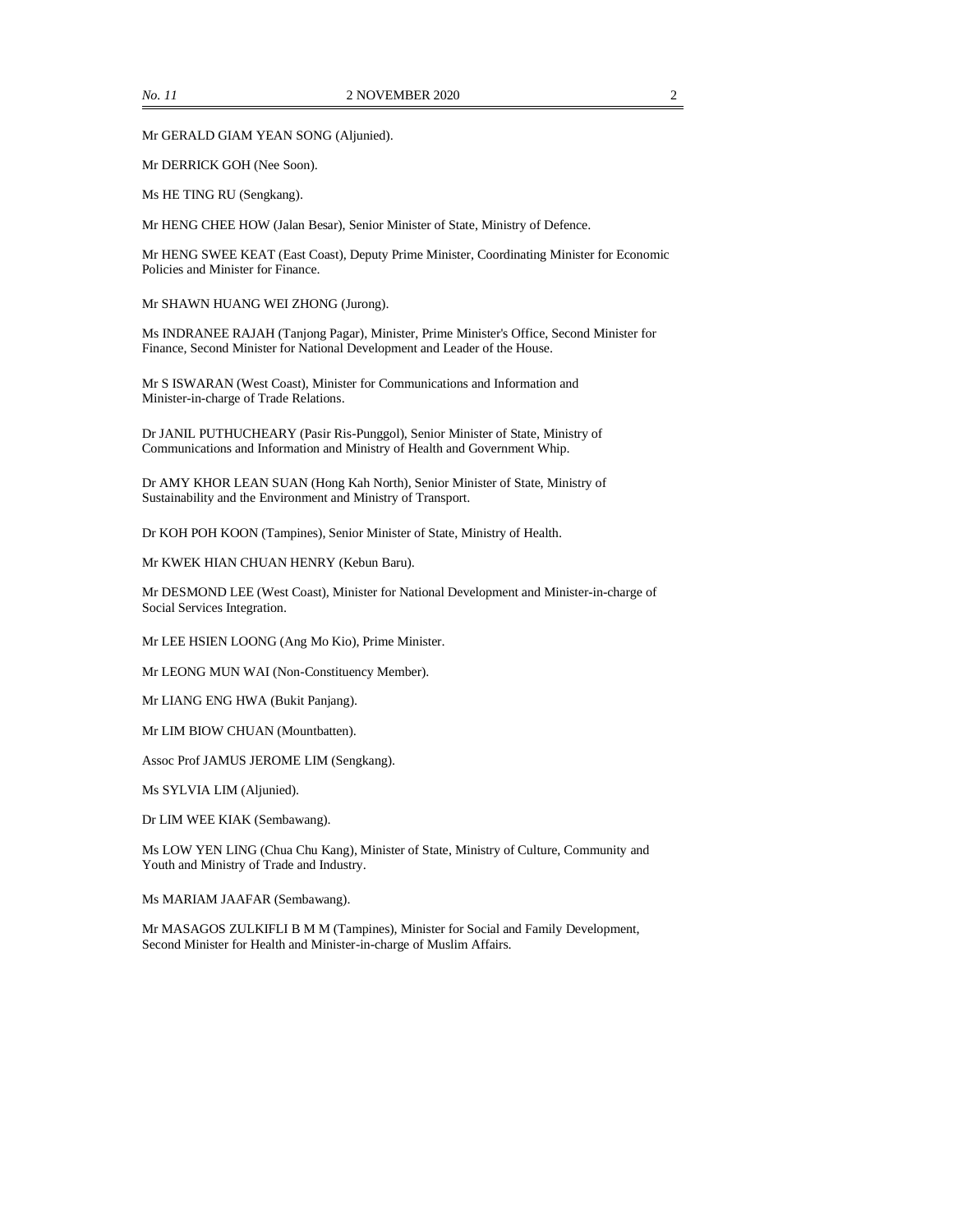Mr GERALD GIAM YEAN SONG (Aljunied).

Mr DERRICK GOH (Nee Soon).

Ms HE TING RU (Sengkang).

Mr HENG CHEE HOW (Jalan Besar), Senior Minister of State, Ministry of Defence.

Mr HENG SWEE KEAT (East Coast), Deputy Prime Minister, Coordinating Minister for Economic Policies and Minister for Finance.

Mr SHAWN HUANG WEI ZHONG (Jurong).

Ms INDRANEE RAJAH (Tanjong Pagar), Minister, Prime Minister's Office, Second Minister for Finance, Second Minister for National Development and Leader of the House.

Mr S ISWARAN (West Coast), Minister for Communications and Information and Minister-in-charge of Trade Relations.

Dr JANIL PUTHUCHEARY (Pasir Ris-Punggol), Senior Minister of State, Ministry of Communications and Information and Ministry of Health and Government Whip.

Dr AMY KHOR LEAN SUAN (Hong Kah North), Senior Minister of State, Ministry of Sustainability and the Environment and Ministry of Transport.

Dr KOH POH KOON (Tampines), Senior Minister of State, Ministry of Health.

Mr KWEK HIAN CHUAN HENRY (Kebun Baru).

Mr DESMOND LEE (West Coast), Minister for National Development and Minister-in-charge of Social Services Integration.

Mr LEE HSIEN LOONG (Ang Mo Kio), Prime Minister.

Mr LEONG MUN WAI (Non-Constituency Member).

Mr LIANG ENG HWA (Bukit Panjang).

Mr LIM BIOW CHUAN (Mountbatten).

Assoc Prof JAMUS JEROME LIM (Sengkang).

Ms SYLVIA LIM (Aljunied).

Dr LIM WEE KIAK (Sembawang).

Ms LOW YEN LING (Chua Chu Kang), Minister of State, Ministry of Culture, Community and Youth and Ministry of Trade and Industry.

Ms MARIAM JAAFAR (Sembawang).

Mr MASAGOS ZULKIFLI B M M (Tampines), Minister for Social and Family Development, Second Minister for Health and Minister-in-charge of Muslim Affairs.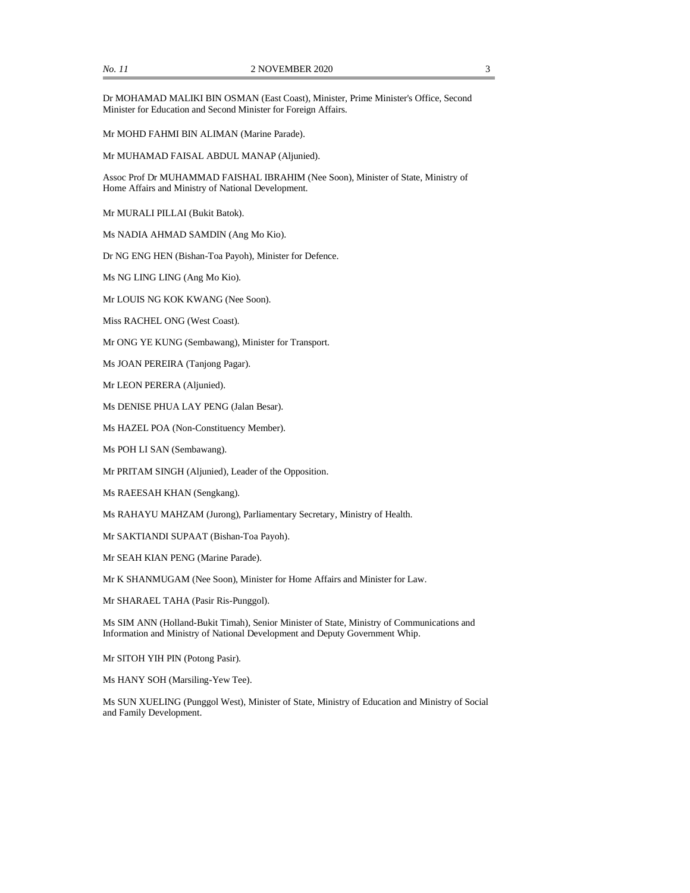Dr MOHAMAD MALIKI BIN OSMAN (East Coast), Minister, Prime Minister's Office, Second Minister for Education and Second Minister for Foreign Affairs.

Mr MOHD FAHMI BIN ALIMAN (Marine Parade).

Mr MUHAMAD FAISAL ABDUL MANAP (Aljunied).

Assoc Prof Dr MUHAMMAD FAISHAL IBRAHIM (Nee Soon), Minister of State, Ministry of Home Affairs and Ministry of National Development.

Mr MURALI PILLAI (Bukit Batok).

Ms NADIA AHMAD SAMDIN (Ang Mo Kio).

Dr NG ENG HEN (Bishan-Toa Payoh), Minister for Defence.

Ms NG LING LING (Ang Mo Kio).

Mr LOUIS NG KOK KWANG (Nee Soon).

Miss RACHEL ONG (West Coast).

Mr ONG YE KUNG (Sembawang), Minister for Transport.

Ms JOAN PEREIRA (Tanjong Pagar).

Mr LEON PERERA (Aljunied).

Ms DENISE PHUA LAY PENG (Jalan Besar).

Ms HAZEL POA (Non-Constituency Member).

Ms POH LI SAN (Sembawang).

Mr PRITAM SINGH (Aljunied), Leader of the Opposition.

Ms RAEESAH KHAN (Sengkang).

Ms RAHAYU MAHZAM (Jurong), Parliamentary Secretary, Ministry of Health.

Mr SAKTIANDI SUPAAT (Bishan-Toa Payoh).

Mr SEAH KIAN PENG (Marine Parade).

Mr K SHANMUGAM (Nee Soon), Minister for Home Affairs and Minister for Law.

Mr SHARAEL TAHA (Pasir Ris-Punggol).

Ms SIM ANN (Holland-Bukit Timah), Senior Minister of State, Ministry of Communications and Information and Ministry of National Development and Deputy Government Whip.

Mr SITOH YIH PIN (Potong Pasir).

Ms HANY SOH (Marsiling-Yew Tee).

Ms SUN XUELING (Punggol West), Minister of State, Ministry of Education and Ministry of Social and Family Development.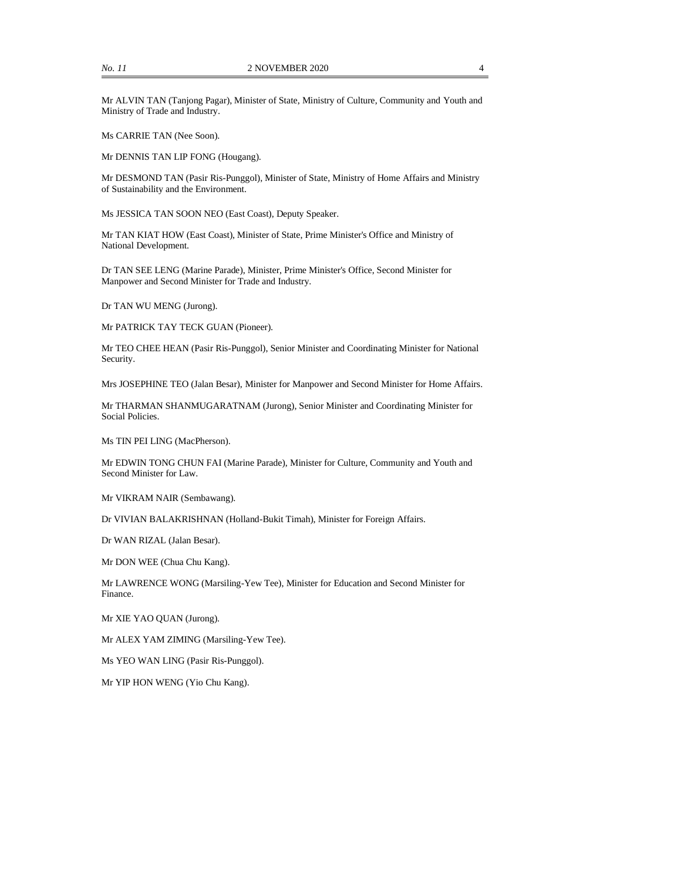Mr ALVIN TAN (Tanjong Pagar), Minister of State, Ministry of Culture, Community and Youth and Ministry of Trade and Industry.

Ms CARRIE TAN (Nee Soon).

Mr DENNIS TAN LIP FONG (Hougang).

Mr DESMOND TAN (Pasir Ris-Punggol), Minister of State, Ministry of Home Affairs and Ministry of Sustainability and the Environment.

Ms JESSICA TAN SOON NEO (East Coast), Deputy Speaker.

Mr TAN KIAT HOW (East Coast), Minister of State, Prime Minister's Office and Ministry of National Development.

Dr TAN SEE LENG (Marine Parade), Minister, Prime Minister's Office, Second Minister for Manpower and Second Minister for Trade and Industry.

Dr TAN WU MENG (Jurong).

Mr PATRICK TAY TECK GUAN (Pioneer).

Mr TEO CHEE HEAN (Pasir Ris-Punggol), Senior Minister and Coordinating Minister for National Security.

Mrs JOSEPHINE TEO (Jalan Besar), Minister for Manpower and Second Minister for Home Affairs.

Mr THARMAN SHANMUGARATNAM (Jurong), Senior Minister and Coordinating Minister for Social Policies.

Ms TIN PEI LING (MacPherson).

Mr EDWIN TONG CHUN FAI (Marine Parade), Minister for Culture, Community and Youth and Second Minister for Law.

Mr VIKRAM NAIR (Sembawang).

Dr VIVIAN BALAKRISHNAN (Holland-Bukit Timah), Minister for Foreign Affairs.

Dr WAN RIZAL (Jalan Besar).

Mr DON WEE (Chua Chu Kang).

Mr LAWRENCE WONG (Marsiling-Yew Tee), Minister for Education and Second Minister for Finance.

Mr XIE YAO QUAN (Jurong).

Mr ALEX YAM ZIMING (Marsiling-Yew Tee).

Ms YEO WAN LING (Pasir Ris-Punggol).

Mr YIP HON WENG (Yio Chu Kang).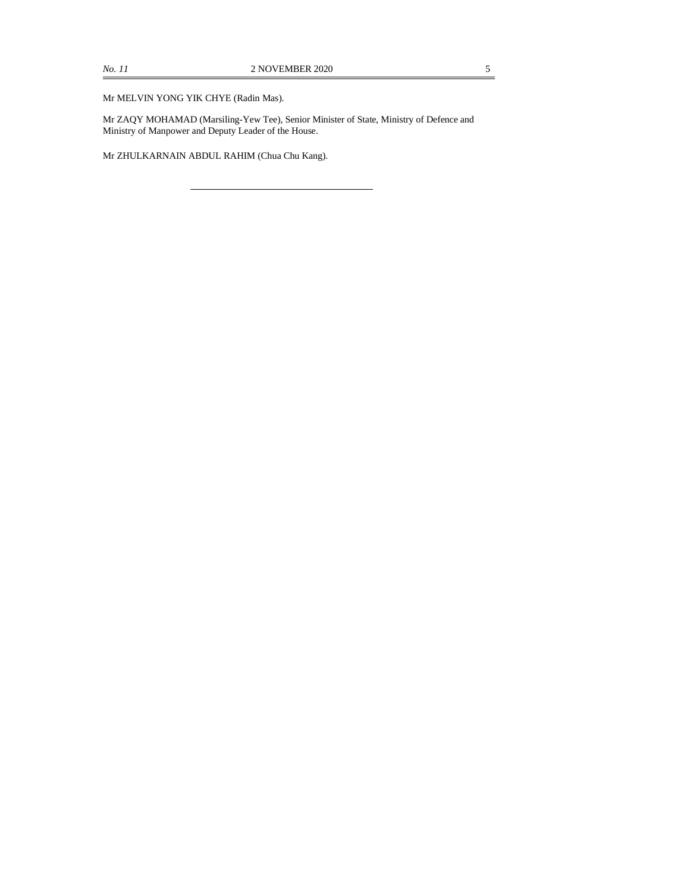Mr MELVIN YONG YIK CHYE (Radin Mas).

Mr ZAQY MOHAMAD (Marsiling-Yew Tee), Senior Minister of State, Ministry of Defence and Ministry of Manpower and Deputy Leader of the House.

Mr ZHULKARNAIN ABDUL RAHIM (Chua Chu Kang).

---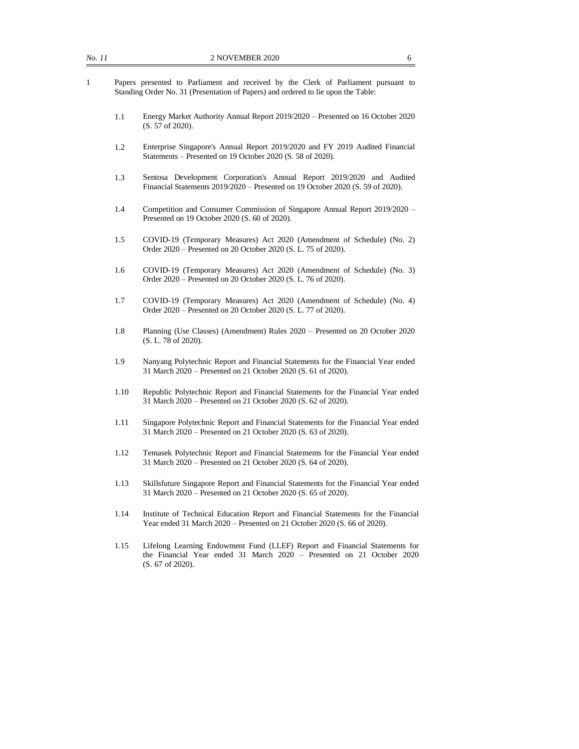1 Papers presented to Parliament and received by the Clerk of Parliament pursuant to Standing Order No. 31 (Presentation of Papers) and ordered to lie upon the Table:

1.1 Energy Market Authority Annual Report 2019/2020 – Presented on 16 October 2020 (S. 57 of 2020).

1.2 Enterprise Singapore's Annual Report 2019/2020 and FY 2019 Audited Financial Statements – Presented on 19 October 2020 (S. 58 of 2020).

1.3 Sentosa Development Corporation's Annual Report 2019/2020 and Audited Financial Statements 2019/2020 – Presented on 19 October 2020 (S. 59 of 2020).

1.4 Competition and Consumer Commission of Singapore Annual Report 2019/2020 – Presented on 19 October 2020 (S. 60 of 2020).

1.5 COVID-19 (Temporary Measures) Act 2020 (Amendment of Schedule) (No. 2) Order 2020 – Presented on 20 October 2020 (S. L. 75 of 2020).

1.6 COVID-19 (Temporary Measures) Act 2020 (Amendment of Schedule) (No. 3) Order 2020 – Presented on 20 October 2020 (S. L. 76 of 2020).

1.7 COVID-19 (Temporary Measures) Act 2020 (Amendment of Schedule) (No. 4) Order 2020 – Presented on 20 October 2020 (S. L. 77 of 2020).

1.8 Planning (Use Classes) (Amendment) Rules 2020 – Presented on 20 October 2020 (S. L. 78 of 2020).

1.9 Nanyang Polytechnic Report and Financial Statements for the Financial Year ended 31 March 2020 – Presented on 21 October 2020 (S. 61 of 2020).

1.10 Republic Polytechnic Report and Financial Statements for the Financial Year ended 31 March 2020 – Presented on 21 October 2020 (S. 62 of 2020).

1.11 Singapore Polytechnic Report and Financial Statements for the Financial Year ended 31 March 2020 – Presented on 21 October 2020 (S. 63 of 2020).

1.12 Temasek Polytechnic Report and Financial Statements for the Financial Year ended 31 March 2020 – Presented on 21 October 2020 (S. 64 of 2020).

1.13 Skillsfuture Singapore Report and Financial Statements for the Financial Year ended 31 March 2020 – Presented on 21 October 2020 (S. 65 of 2020).

1.14 Institute of Technical Education Report and Financial Statements for the Financial Year ended 31 March 2020 – Presented on 21 October 2020 (S. 66 of 2020).

1.15 Lifelong Learning Endowment Fund (LLEF) Report and Financial Statements for the Financial Year ended 31 March 2020 – Presented on 21 October 2020 (S. 67 of 2020).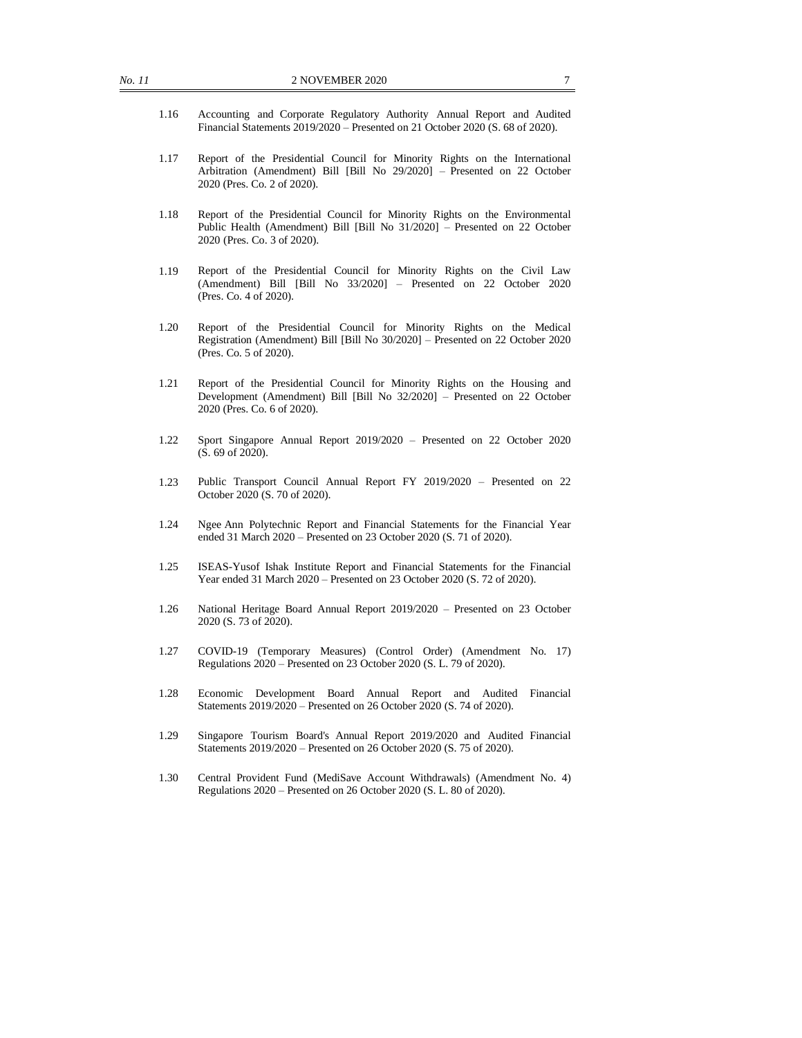1.16 Accounting and Corporate Regulatory Authority Annual Report and Audited Financial Statements 2019/2020 – Presented on 21 October 2020 (S. 68 of 2020).

1.17 Report of the Presidential Council for Minority Rights on the International Arbitration (Amendment) Bill [Bill No 29/2020] – Presented on 22 October 2020 (Pres. Co. 2 of 2020).

1.18 Report of the Presidential Council for Minority Rights on the Environmental Public Health (Amendment) Bill [Bill No 31/2020] – Presented on 22 October 2020 (Pres. Co. 3 of 2020).

1.19 Report of the Presidential Council for Minority Rights on the Civil Law (Amendment) Bill [Bill No 33/2020] – Presented on 22 October 2020 (Pres. Co. 4 of 2020).

1.20 Report of the Presidential Council for Minority Rights on the Medical Registration (Amendment) Bill [Bill No 30/2020] – Presented on 22 October 2020 (Pres. Co. 5 of 2020).

1.21 Report of the Presidential Council for Minority Rights on the Housing and Development (Amendment) Bill [Bill No 32/2020] – Presented on 22 October 2020 (Pres. Co. 6 of 2020).

1.22 Sport Singapore Annual Report 2019/2020 – Presented on 22 October 2020 (S. 69 of 2020).

1.23 Public Transport Council Annual Report FY 2019/2020 – Presented on 22 October 2020 (S. 70 of 2020).

1.24 Ngee Ann Polytechnic Report and Financial Statements for the Financial Year ended 31 March 2020 – Presented on 23 October 2020 (S. 71 of 2020).

1.25 ISEAS-Yusof Ishak Institute Report and Financial Statements for the Financial Year ended 31 March 2020 – Presented on 23 October 2020 (S. 72 of 2020).

1.26 National Heritage Board Annual Report 2019/2020 – Presented on 23 October 2020 (S. 73 of 2020).

1.27 COVID-19 (Temporary Measures) (Control Order) (Amendment No. 17) Regulations 2020 – Presented on 23 October 2020 (S. L. 79 of 2020).

1.28 Economic Development Board Annual Report and Audited Financial Statements 2019/2020 – Presented on 26 October 2020 (S. 74 of 2020).

1.29 Singapore Tourism Board's Annual Report 2019/2020 and Audited Financial Statements 2019/2020 – Presented on 26 October 2020 (S. 75 of 2020).

1.30 Central Provident Fund (MediSave Account Withdrawals) (Amendment No. 4) Regulations 2020 – Presented on 26 October 2020 (S. L. 80 of 2020).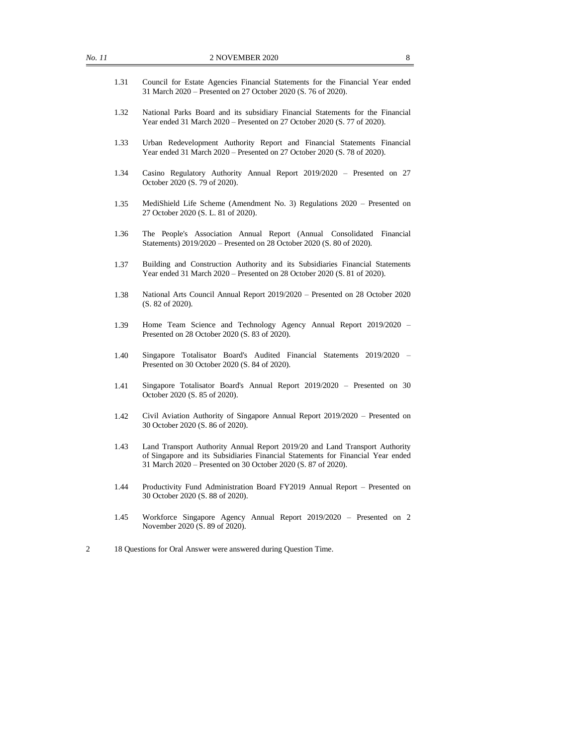1.31 Council for Estate Agencies Financial Statements for the Financial Year ended 31 March 2020 – Presented on 27 October 2020 (S. 76 of 2020).

1.32 National Parks Board and its subsidiary Financial Statements for the Financial Year ended 31 March 2020 – Presented on 27 October 2020 (S. 77 of 2020).

1.33 Urban Redevelopment Authority Report and Financial Statements Financial Year ended 31 March 2020 – Presented on 27 October 2020 (S. 78 of 2020).

1.34 Casino Regulatory Authority Annual Report 2019/2020 – Presented on 27 October 2020 (S. 79 of 2020).

1.35 MediShield Life Scheme (Amendment No. 3) Regulations 2020 – Presented on 27 October 2020 (S. L. 81 of 2020).

1.36 The People's Association Annual Report (Annual Consolidated Financial Statements) 2019/2020 – Presented on 28 October 2020 (S. 80 of 2020).

1.37 Building and Construction Authority and its Subsidiaries Financial Statements Year ended 31 March 2020 – Presented on 28 October 2020 (S. 81 of 2020).

1.38 National Arts Council Annual Report 2019/2020 – Presented on 28 October 2020 (S. 82 of 2020).

1.39 Home Team Science and Technology Agency Annual Report 2019/2020 – Presented on 28 October 2020 (S. 83 of 2020).

1.40 Singapore Totalisator Board's Audited Financial Statements 2019/2020 – Presented on 30 October 2020 (S. 84 of 2020).

1.41 Singapore Totalisator Board's Annual Report 2019/2020 – Presented on 30 October 2020 (S. 85 of 2020).

1.42 Civil Aviation Authority of Singapore Annual Report 2019/2020 – Presented on 30 October 2020 (S. 86 of 2020).

1.43 Land Transport Authority Annual Report 2019/20 and Land Transport Authority of Singapore and its Subsidiaries Financial Statements for Financial Year ended 31 March 2020 – Presented on 30 October 2020 (S. 87 of 2020).

1.44 Productivity Fund Administration Board FY2019 Annual Report – Presented on 30 October 2020 (S. 88 of 2020).

1.45 Workforce Singapore Agency Annual Report 2019/2020 – Presented on 2 November 2020 (S. 89 of 2020).

2 18 Questions for Oral Answer were answered during Question Time.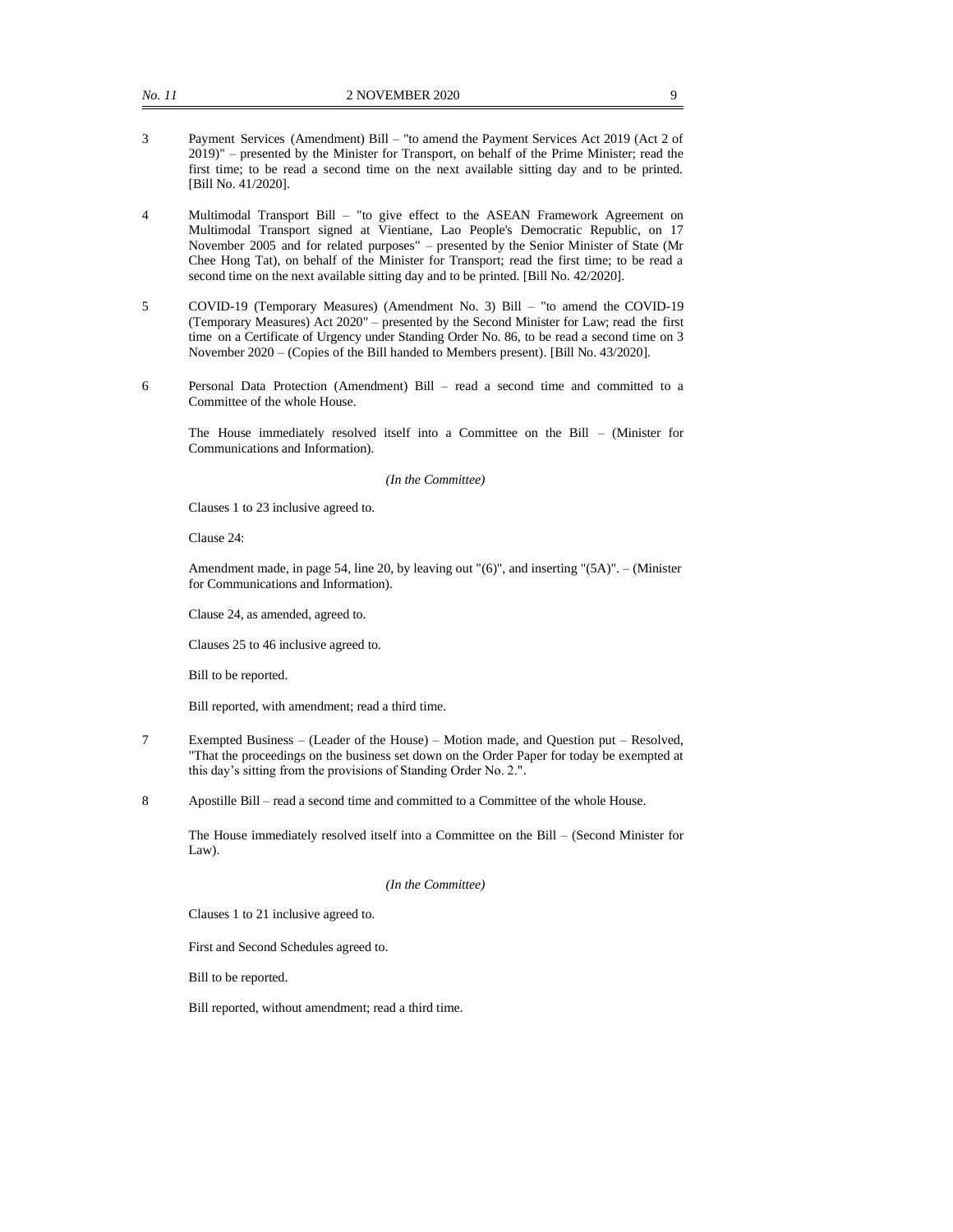3 Payment Services (Amendment) Bill – "to amend the Payment Services Act 2019 (Act 2 of 2019)" – presented by the Minister for Transport, on behalf of the Prime Minister; read the first time; to be read a second time on the next available sitting day and to be printed. [Bill No. 41/2020].

4 Multimodal Transport Bill – "to give effect to the ASEAN Framework Agreement on Multimodal Transport signed at Vientiane, Lao People's Democratic Republic, on 17 November 2005 and for related purposes" – presented by the Senior Minister of State (Mr Chee Hong Tat), on behalf of the Minister for Transport; read the first time; to be read a second time on the next available sitting day and to be printed. [Bill No. 42/2020].

5 COVID-19 (Temporary Measures) (Amendment No. 3) Bill – "to amend the COVID-19 (Temporary Measures) Act 2020" – presented by the Second Minister for Law; read the first time on a Certificate of Urgency under Standing Order No. 86, to be read a second time on 3 November 2020 – (Copies of the Bill handed to Members present). [Bill No. 43/2020].

6 Personal Data Protection (Amendment) Bill – read a second time and committed to a Committee of the whole House.

The House immediately resolved itself into a Committee on the Bill – (Minister for Communications and Information).

*(In the Committee)*

Clauses 1 to 23 inclusive agreed to.

Clause 24:

Amendment made, in page 54, line 20, by leaving out "(6)", and inserting "(5A)". – (Minister for Communications and Information).

Clause 24, as amended, agreed to.

Clauses 25 to 46 inclusive agreed to.

Bill to be reported.

Bill reported, with amendment; read a third time.

7 Exempted Business – (Leader of the House) – Motion made, and Question put – Resolved, "That the proceedings on the business set down on the Order Paper for today be exempted at this day's sitting from the provisions of Standing Order No. 2.".

8 Apostille Bill – read a second time and committed to a Committee of the whole House.

The House immediately resolved itself into a Committee on the Bill – (Second Minister for Law).

*(In the Committee)*

Clauses 1 to 21 inclusive agreed to.

First and Second Schedules agreed to.

Bill to be reported.

Bill reported, without amendment; read a third time.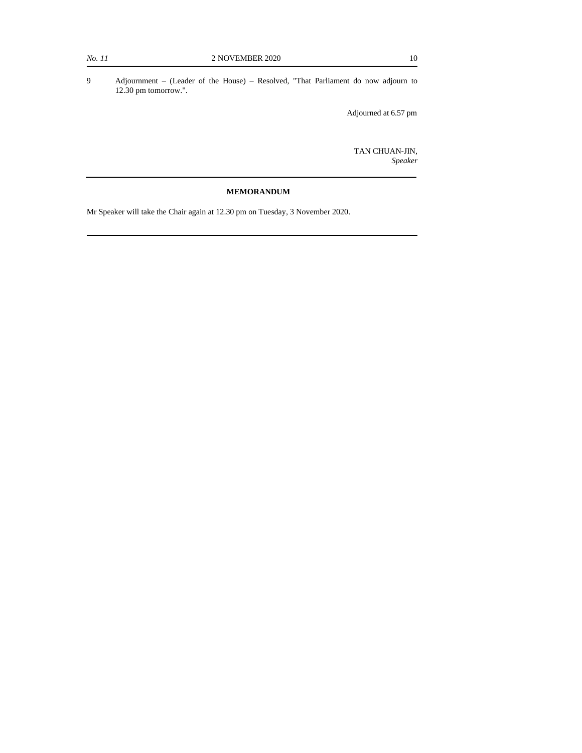9 Adjournment – (Leader of the House) – Resolved, "That Parliament do now adjourn to 12.30 pm tomorrow.".

Adjourned at 6.57 pm

TAN CHUAN-JIN,
*Speaker*

---

**MEMORANDUM**

Mr Speaker will take the Chair again at 12.30 pm on Tuesday, 3 November 2020.

---